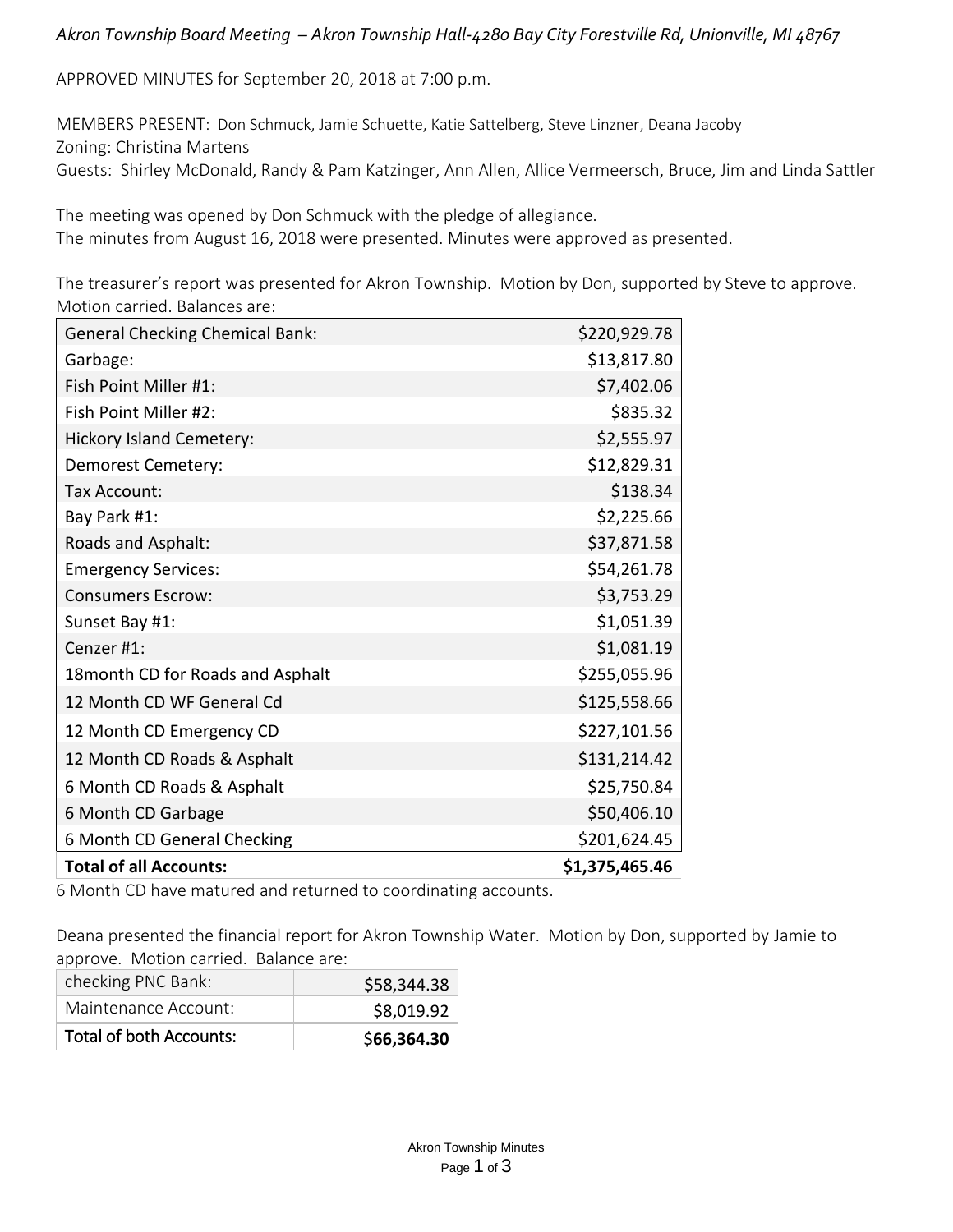*Akron Township Board Meeting – Akron Township Hall-4280 Bay City Forestville Rd, Unionville, MI 48767*

APPROVED MINUTES for September 20, 2018 at 7:00 p.m.

MEMBERS PRESENT: Don Schmuck, Jamie Schuette, Katie Sattelberg, Steve Linzner, Deana Jacoby
Zoning: Christina Martens
Guests: Shirley McDonald, Randy & Pam Katzinger, Ann Allen, Allice Vermeersch, Bruce, Jim and Linda Sattler

The meeting was opened by Don Schmuck with the pledge of allegiance.
The minutes from August 16, 2018 were presented. Minutes were approved as presented.

The treasurer's report was presented for Akron Township. Motion by Don, supported by Steve to approve. Motion carried. Balances are:

| | |
|---|---:|
| General Checking Chemical Bank: | $220,929.78 |
| Garbage: | $13,817.80 |
| Fish Point Miller #1: | $7,402.06 |
| Fish Point Miller #2: | $835.32 |
| Hickory Island Cemetery: | $2,555.97 |
| Demorest Cemetery: | $12,829.31 |
| Tax Account: | $138.34 |
| Bay Park #1: | $2,225.66 |
| Roads and Asphalt: | $37,871.58 |
| Emergency Services: | $54,261.78 |
| Consumers Escrow: | $3,753.29 |
| Sunset Bay #1: | $1,051.39 |
| Cenzer #1: | $1,081.19 |
| 18month CD for Roads and Asphalt | $255,055.96 |
| 12 Month CD WF General Cd | $125,558.66 |
| 12 Month CD Emergency CD | $227,101.56 |
| 12 Month CD Roads & Asphalt | $131,214.42 |
| 6 Month CD Roads & Asphalt | $25,750.84 |
| 6 Month CD Garbage | $50,406.10 |
| 6 Month CD General Checking | $201,624.45 |
| **Total of all Accounts:** | **$1,375,465.46** |

6 Month CD have matured and returned to coordinating accounts.

Deana presented the financial report for Akron Township Water. Motion by Don, supported by Jamie to approve. Motion carried. Balance are:

| | |
|---|---:|
| checking PNC Bank: | $58,344.38 |
| Maintenance Account: | $8,019.92 |
| Total of both Accounts: | $**66,364.30** |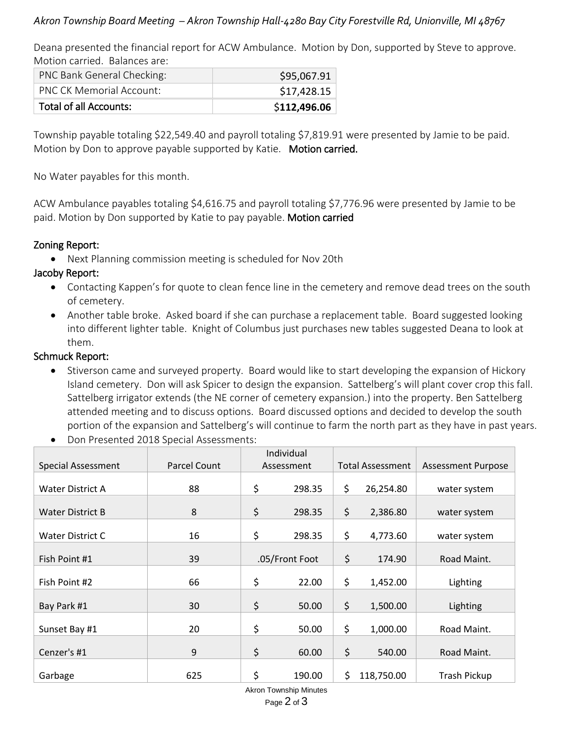Deana presented the financial report for ACW Ambulance. Motion by Don, supported by Steve to approve. Motion carried. Balances are:

| PNC Bank General Checking: | $95,067.91 |
|---|---|
| PNC CK Memorial Account: | $17,428.15 |
| **Total of all Accounts:** | $**112,496.06** |

Township payable totaling $22,549.40 and payroll totaling $7,819.91 were presented by Jamie to be paid. Motion by Don to approve payable supported by Katie. **Motion carried.**

No Water payables for this month.

ACW Ambulance payables totaling $4,616.75 and payroll totaling $7,776.96 were presented by Jamie to be paid. Motion by Don supported by Katie to pay payable. **Motion carried**

## Zoning Report:

- Next Planning commission meeting is scheduled for Nov 20th

## Jacoby Report:

- Contacting Kappen's for quote to clean fence line in the cemetery and remove dead trees on the south of cemetery.
- Another table broke. Asked board if she can purchase a replacement table. Board suggested looking into different lighter table. Knight of Columbus just purchases new tables suggested Deana to look at them.

## Schmuck Report:

- Stiverson came and surveyed property. Board would like to start developing the expansion of Hickory Island cemetery. Don will ask Spicer to design the expansion. Sattelberg's will plant cover crop this fall. Sattelberg irrigator extends (the NE corner of cemetery expansion.) into the property. Ben Sattelberg attended meeting and to discuss options. Board discussed options and decided to develop the south portion of the expansion and Sattelberg's will continue to farm the north part as they have in past years.
- Don Presented 2018 Special Assessments:

| Special Assessment | Parcel Count | Individual Assessment | Total Assessment | Assessment Purpose |
|---|---|---|---|---|
| Water District A | 88 | $ 298.35 | $ 26,254.80 | water system |
| Water District B | 8 | $ 298.35 | $ 2,386.80 | water system |
| Water District C | 16 | $ 298.35 | $ 4,773.60 | water system |
| Fish Point #1 | 39 | .05/Front Foot | $ 174.90 | Road Maint. |
| Fish Point #2 | 66 | $ 22.00 | $ 1,452.00 | Lighting |
| Bay Park #1 | 30 | $ 50.00 | $ 1,500.00 | Lighting |
| Sunset Bay #1 | 20 | $ 50.00 | $ 1,000.00 | Road Maint. |
| Cenzer's #1 | 9 | $ 60.00 | $ 540.00 | Road Maint. |
| Garbage | 625 | $ 190.00 | $ 118,750.00 | Trash Pickup |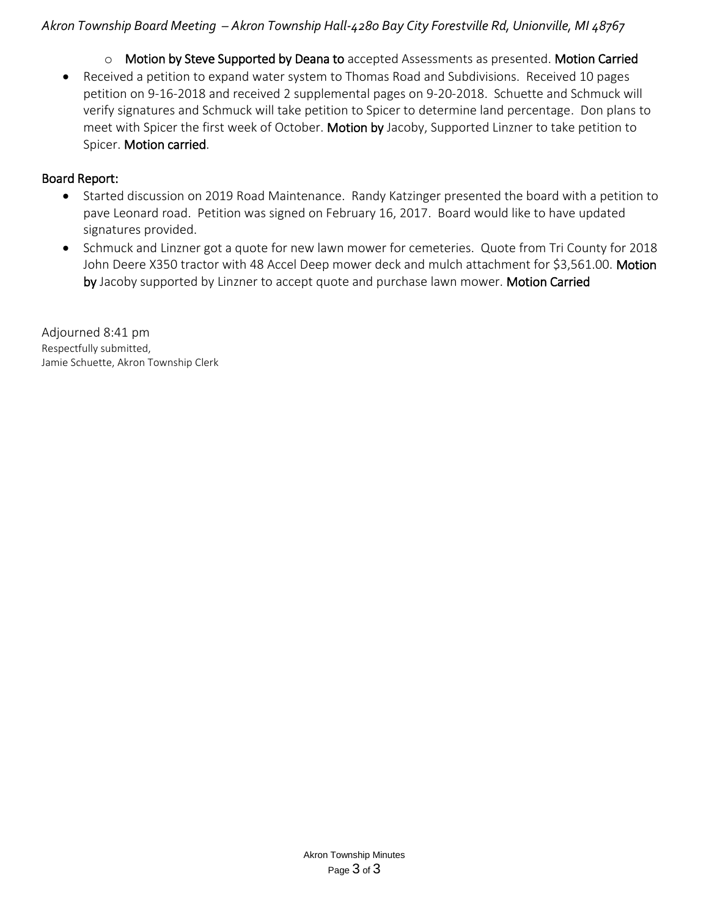- **Motion by Steve Supported by Deana to** accepted Assessments as presented. **Motion Carried**
- Received a petition to expand water system to Thomas Road and Subdivisions. Received 10 pages petition on 9-16-2018 and received 2 supplemental pages on 9-20-2018. Schuette and Schmuck will verify signatures and Schmuck will take petition to Spicer to determine land percentage. Don plans to meet with Spicer the first week of October. **Motion by** Jacoby, Supported Linzner to take petition to Spicer. **Motion carried**.

## Board Report:

- Started discussion on 2019 Road Maintenance. Randy Katzinger presented the board with a petition to pave Leonard road. Petition was signed on February 16, 2017. Board would like to have updated signatures provided.
- Schmuck and Linzner got a quote for new lawn mower for cemeteries. Quote from Tri County for 2018 John Deere X350 tractor with 48 Accel Deep mower deck and mulch attachment for $3,561.00. **Motion by** Jacoby supported by Linzner to accept quote and purchase lawn mower. **Motion Carried**

Adjourned 8:41 pm

Respectfully submitted,
Jamie Schuette, Akron Township Clerk